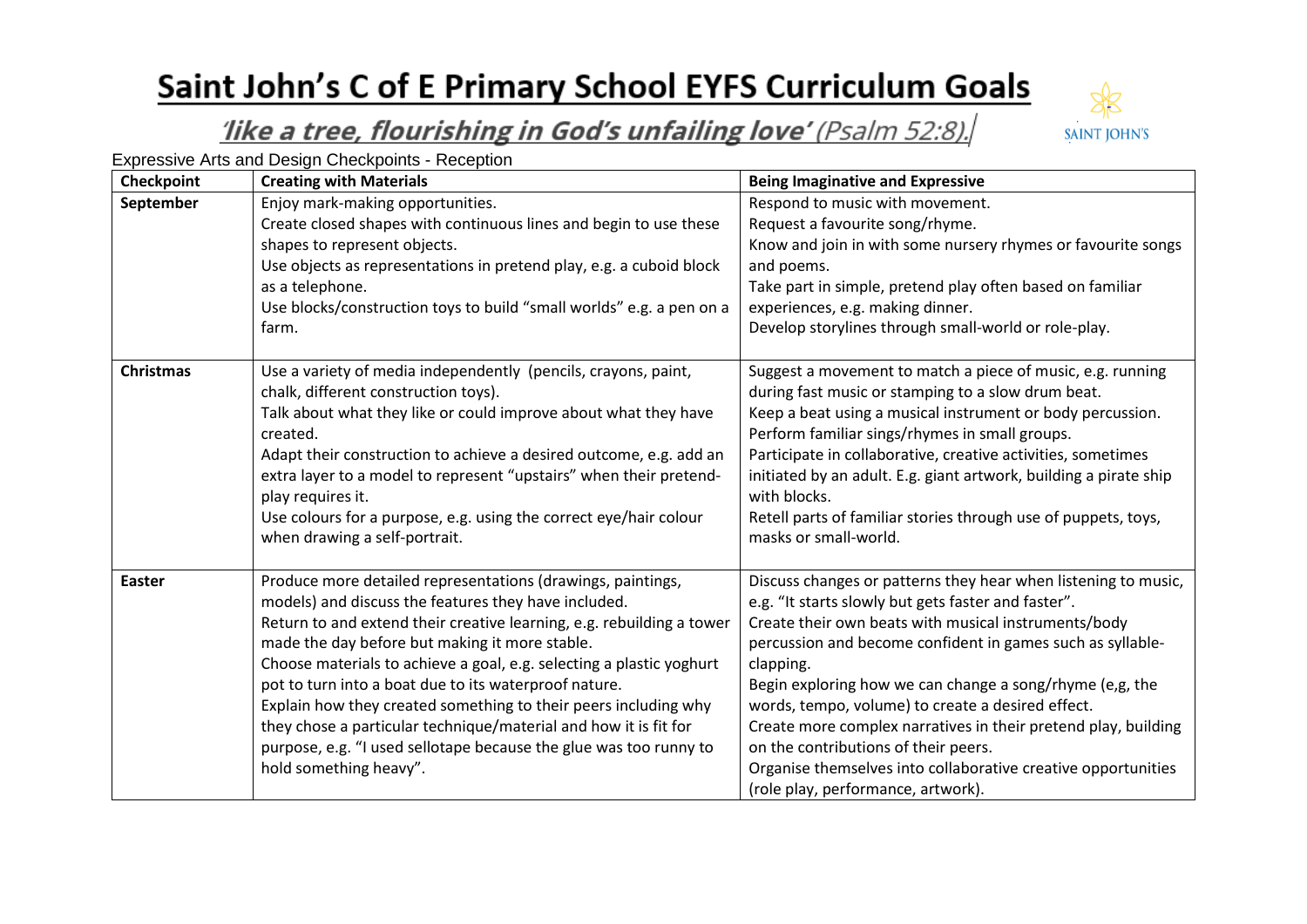# Saint John's C of E Primary School EYFS Curriculum Goals

***'like a tree, flourishing in God's unfailing love'*** *(Psalm 52:8).*

SAINT JOHN'S

Expressive Arts and Design Checkpoints - Reception

| Checkpoint | Creating with Materials | Being Imaginative and Expressive |
|---|---|---|
| **September** | Enjoy mark-making opportunities.<br>Create closed shapes with continuous lines and begin to use these shapes to represent objects.<br>Use objects as representations in pretend play, e.g. a cuboid block as a telephone.<br>Use blocks/construction toys to build "small worlds" e.g. a pen on a farm. | Respond to music with movement.<br>Request a favourite song/rhyme.<br>Know and join in with some nursery rhymes or favourite songs and poems.<br>Take part in simple, pretend play often based on familiar experiences, e.g. making dinner.<br>Develop storylines through small-world or role-play. |
| **Christmas** | Use a variety of media independently (pencils, crayons, paint, chalk, different construction toys).<br>Talk about what they like or could improve about what they have created.<br>Adapt their construction to achieve a desired outcome, e.g. add an extra layer to a model to represent "upstairs" when their pretend-play requires it.<br>Use colours for a purpose, e.g. using the correct eye/hair colour when drawing a self-portrait. | Suggest a movement to match a piece of music, e.g. running during fast music or stamping to a slow drum beat.<br>Keep a beat using a musical instrument or body percussion.<br>Perform familiar sings/rhymes in small groups.<br>Participate in collaborative, creative activities, sometimes initiated by an adult. E.g. giant artwork, building a pirate ship with blocks.<br>Retell parts of familiar stories through use of puppets, toys, masks or small-world. |
| **Easter** | Produce more detailed representations (drawings, paintings, models) and discuss the features they have included.<br>Return to and extend their creative learning, e.g. rebuilding a tower made the day before but making it more stable.<br>Choose materials to achieve a goal, e.g. selecting a plastic yoghurt pot to turn into a boat due to its waterproof nature.<br>Explain how they created something to their peers including why they chose a particular technique/material and how it is fit for purpose, e.g. "I used sellotape because the glue was too runny to hold something heavy". | Discuss changes or patterns they hear when listening to music, e.g. "It starts slowly but gets faster and faster".<br>Create their own beats with musical instruments/body percussion and become confident in games such as syllable-clapping.<br>Begin exploring how we can change a song/rhyme (e,g, the words, tempo, volume) to create a desired effect.<br>Create more complex narratives in their pretend play, building on the contributions of their peers.<br>Organise themselves into collaborative creative opportunities (role play, performance, artwork). |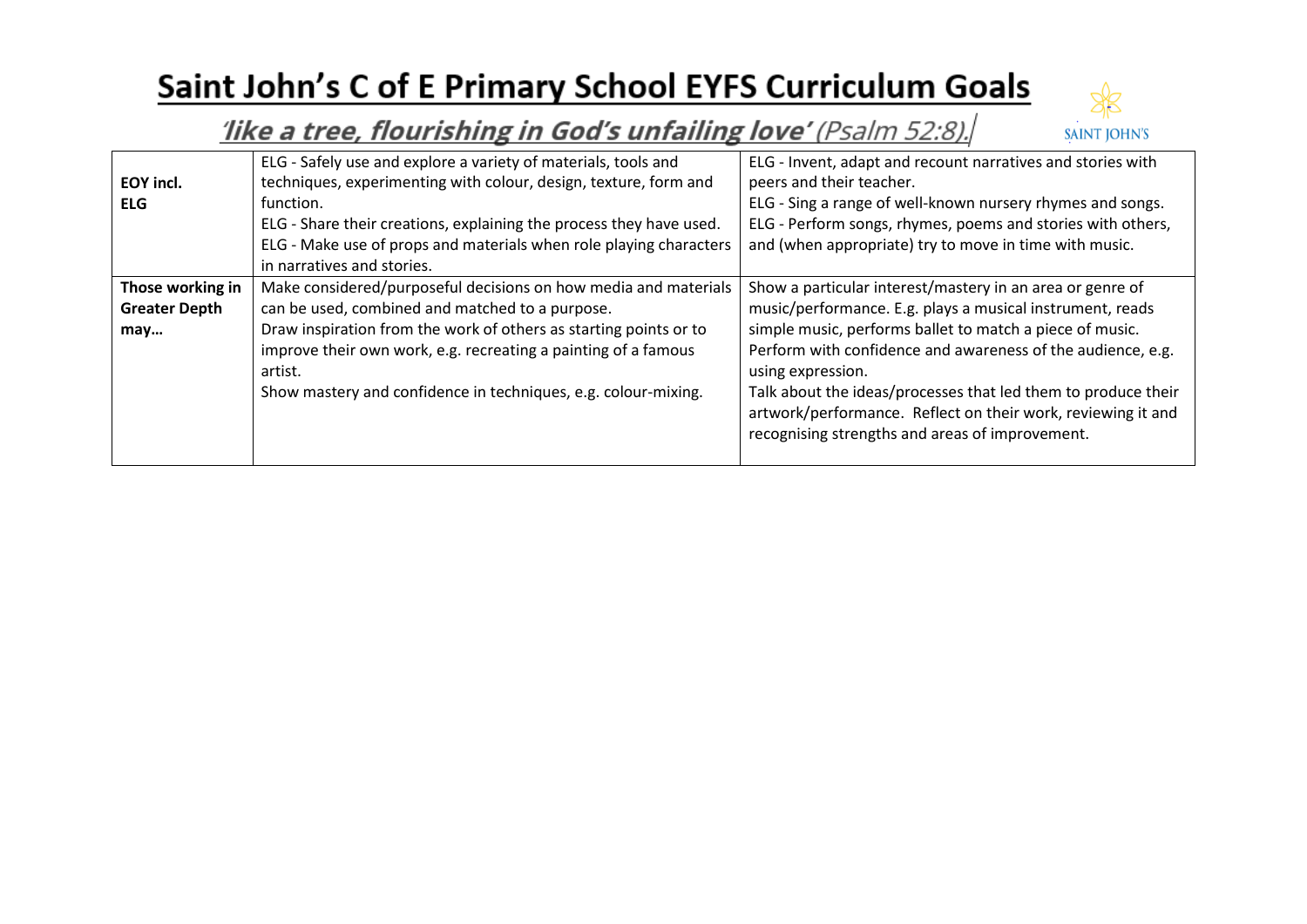# Saint John's C of E Primary School EYFS Curriculum Goals

## *'like a tree, flourishing in God's unfailing love'* (Psalm 52:8).

SAINT JOHN'S

| | | |
|---|---|---|
| **EOY incl. ELG** | ELG - Safely use and explore a variety of materials, tools and techniques, experimenting with colour, design, texture, form and function.<br>ELG - Share their creations, explaining the process they have used.<br>ELG - Make use of props and materials when role playing characters in narratives and stories. | ELG - Invent, adapt and recount narratives and stories with peers and their teacher.<br>ELG - Sing a range of well-known nursery rhymes and songs.<br>ELG - Perform songs, rhymes, poems and stories with others, and (when appropriate) try to move in time with music. |
| **Those working in Greater Depth may…** | Make considered/purposeful decisions on how media and materials can be used, combined and matched to a purpose.<br>Draw inspiration from the work of others as starting points or to improve their own work, e.g. recreating a painting of a famous artist.<br>Show mastery and confidence in techniques, e.g. colour-mixing. | Show a particular interest/mastery in an area or genre of music/performance. E.g. plays a musical instrument, reads simple music, performs ballet to match a piece of music.<br>Perform with confidence and awareness of the audience, e.g. using expression.<br>Talk about the ideas/processes that led them to produce their artwork/performance. Reflect on their work, reviewing it and recognising strengths and areas of improvement. |